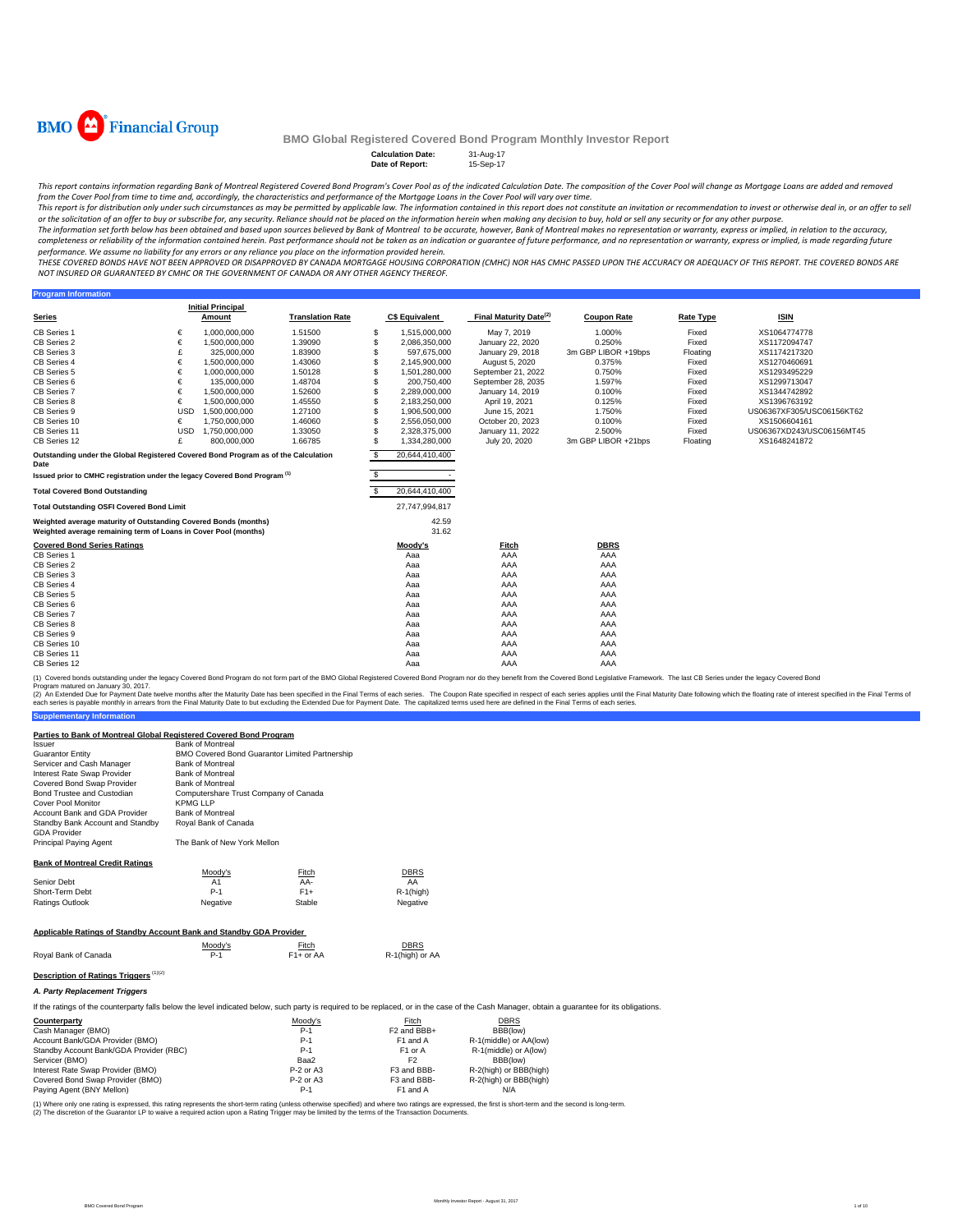BMO Financial Group

# BMO Global Registered Covered Bond Program Monthly Investor Report

**Calculation Date:** 31-Aug-17
**Date of Report:** 15-Sep-17

*This report contains information regarding Bank of Montreal Registered Covered Bond Program's Cover Pool as of the indicated Calculation Date. The composition of the Cover Pool will change as Mortgage Loans are added and removed from the Cover Pool from time to time and, accordingly, the characteristics and performance of the Mortgage Loans in the Cover Pool will vary over time.*

*This report is for distribution only under such circumstances as may be permitted by applicable law. The information contained in this report does not constitute an invitation or recommendation to invest or otherwise deal in, or an offer to sell or the solicitation of an offer to buy or subscribe for, any security. Reliance should not be placed on the information herein when making any decision to buy, hold or sell any security or for any other purpose.*

*The information set forth below has been obtained and based upon sources believed by Bank of Montreal to be accurate, however, Bank of Montreal makes no representation or warranty, express or implied, in relation to the accuracy, completeness or reliability of the information contained herein. Past performance should not be taken as an indication or guarantee of future performance, and no representation or warranty, express or implied, is made regarding future performance. We assume no liability for any errors or any reliance you place on the information provided herein.*

*THESE COVERED BONDS HAVE NOT BEEN APPROVED OR DISAPPROVED BY CANADA MORTGAGE HOUSING CORPORATION (CMHC) NOR HAS CMHC PASSED UPON THE ACCURACY OR ADEQUACY OF THIS REPORT. THE COVERED BONDS ARE NOT INSURED OR GUARANTEED BY CMHC OR THE GOVERNMENT OF CANADA OR ANY OTHER AGENCY THEREOF.*

## Program Information

| Series | | Initial Principal Amount | Translation Rate | | C$ Equivalent | Final Maturity Date(2) | Coupon Rate | Rate Type | ISIN |
|---|---|---|---|---|---|---|---|---|---|
| CB Series 1 | € | 1,000,000,000 | 1.51500 | $ | 1,515,000,000 | May 7, 2019 | 1.000% | Fixed | XS1064774778 |
| CB Series 2 | € | 1,500,000,000 | 1.39090 | $ | 2,086,350,000 | January 22, 2020 | 0.250% | Fixed | XS1172094747 |
| CB Series 3 | £ | 325,000,000 | 1.83900 | $ | 597,675,000 | January 29, 2018 | 3m GBP LIBOR +19bps | Floating | XS1174217320 |
| CB Series 4 | € | 1,500,000,000 | 1.43060 | $ | 2,145,900,000 | August 5, 2020 | 0.375% | Fixed | XS1270460691 |
| CB Series 5 | € | 1,000,000,000 | 1.50128 | $ | 1,501,280,000 | September 21, 2022 | 0.750% | Fixed | XS1293495229 |
| CB Series 6 | € | 135,000,000 | 1.48704 | $ | 200,750,400 | September 28, 2035 | 1.597% | Fixed | XS1299713047 |
| CB Series 7 | € | 1,500,000,000 | 1.52600 | $ | 2,289,000,000 | January 14, 2019 | 0.100% | Fixed | XS1344742892 |
| CB Series 8 | € | 1,500,000,000 | 1.45550 | $ | 2,183,250,000 | April 19, 2021 | 0.125% | Fixed | XS1396763192 |
| CB Series 9 | USD | 1,500,000,000 | 1.27100 | $ | 1,906,500,000 | June 15, 2021 | 1.750% | Fixed | US06367XF305/USC06156KT62 |
| CB Series 10 | € | 1,750,000,000 | 1.46060 | $ | 2,556,050,000 | October 20, 2023 | 0.100% | Fixed | XS1506604161 |
| CB Series 11 | USD | 1,750,000,000 | 1.33050 | $ | 2,328,375,000 | January 11, 2022 | 2.500% | Fixed | US06367XD243/USC06156MT45 |
| CB Series 12 | £ | 800,000,000 | 1.66785 | $ | 1,334,280,000 | July 20, 2020 | 3m GBP LIBOR +21bps | Floating | XS1648241872 |

| | | |
|---|---|---|
| **Outstanding under the Global Registered Covered Bond Program as of the Calculation Date** | $ | 20,644,410,400 |
| **Issued prior to CMHC registration under the legacy Covered Bond Program (1)** | $ | - |
| **Total Covered Bond Outstanding** | $ | 20,644,410,400 |
| **Total Outstanding OSFI Covered Bond Limit** | | 27,747,994,817 |
| **Weighted average maturity of Outstanding Covered Bonds (months)** | | 42.59 |
| **Weighted average remaining term of Loans in Cover Pool (months)** | | 31.62 |

| Covered Bond Series Ratings | Moody's | Fitch | DBRS |
|---|---|---|---|
| CB Series 1 | Aaa | AAA | AAA |
| CB Series 2 | Aaa | AAA | AAA |
| CB Series 3 | Aaa | AAA | AAA |
| CB Series 4 | Aaa | AAA | AAA |
| CB Series 5 | Aaa | AAA | AAA |
| CB Series 6 | Aaa | AAA | AAA |
| CB Series 7 | Aaa | AAA | AAA |
| CB Series 8 | Aaa | AAA | AAA |
| CB Series 9 | Aaa | AAA | AAA |
| CB Series 10 | Aaa | AAA | AAA |
| CB Series 11 | Aaa | AAA | AAA |
| CB Series 12 | Aaa | AAA | AAA |

(1) Covered bonds outstanding under the legacy Covered Bond Program do not form part of the BMO Global Registered Covered Bond Program nor do they benefit from the Covered Bond Legislative Framework. The last CB Series under the legacy Covered Bond Program matured on January 30, 2017.
(2) An Extended Due for Payment Date twelve months after the Maturity Date has been specified in the Final Terms of each series. The Coupon Rate specified in respect of each series applies until the Final Maturity Date following which the floating rate of interest specified in the Final Terms of each series is payable monthly in arrears from the Final Maturity Date to but excluding the Extended Due for Payment Date. The capitalized terms used here are defined in the Final Terms of each series.

## Supplementary Information

**Parties to Bank of Montreal Global Registered Covered Bond Program**

| | |
|---|---|
| Issuer | Bank of Montreal |
| Guarantor Entity | BMO Covered Bond Guarantor Limited Partnership |
| Servicer and Cash Manager | Bank of Montreal |
| Interest Rate Swap Provider | Bank of Montreal |
| Covered Bond Swap Provider | Bank of Montreal |
| Bond Trustee and Custodian | Computershare Trust Company of Canada |
| Cover Pool Monitor | KPMG LLP |
| Account Bank and GDA Provider | Bank of Montreal |
| Standby Bank Account and Standby GDA Provider | Royal Bank of Canada |
| Principal Paying Agent | The Bank of New York Mellon |

**Bank of Montreal Credit Ratings**

| | Moody's | Fitch | DBRS |
|---|---|---|---|
| Senior Debt | A1 | AA- | AA |
| Short-Term Debt | P-1 | F1+ | R-1(high) |
| Ratings Outlook | Negative | Stable | Negative |

**Applicable Ratings of Standby Account Bank and Standby GDA Provider**

| | Moody's | Fitch | DBRS |
|---|---|---|---|
| Royal Bank of Canada | P-1 | F1+ or AA | R-1(high) or AA |

**Description of Ratings Triggers (1)(2)**

***A. Party Replacement Triggers***

If the ratings of the counterparty falls below the level indicated below, such party is required to be replaced, or in the case of the Cash Manager, obtain a guarantee for its obligations.

| Counterparty | Moody's | Fitch | DBRS |
|---|---|---|---|
| Cash Manager (BMO) | P-1 | F2 and BBB+ | BBB(low) |
| Account Bank/GDA Provider (BMO) | P-1 | F1 and A | R-1(middle) or AA(low) |
| Standby Account Bank/GDA Provider (RBC) | P-1 | F1 or A | R-1(middle) or A(low) |
| Servicer (BMO) | Baa2 | F2 | BBB(low) |
| Interest Rate Swap Provider (BMO) | P-2 or A3 | F3 and BBB- | R-2(high) or BBB(high) |
| Covered Bond Swap Provider (BMO) | P-2 or A3 | F3 and BBB- | R-2(high) or BBB(high) |
| Paying Agent (BNY Mellon) | P-1 | F1 and A | N/A |

(1) Where only one rating is expressed, this rating represents the short-term rating (unless otherwise specified) and where two ratings are expressed, the first is short-term and the second is long-term.
(2) The discretion of the Guarantor LP to waive a required action upon a Rating Trigger may be limited by the terms of the Transaction Documents.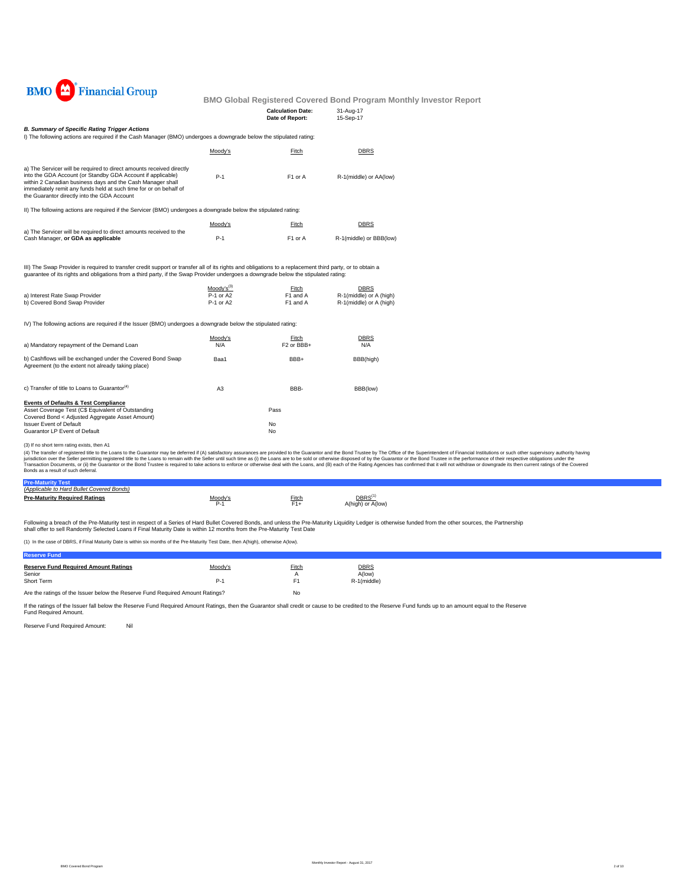BMO Financial Group

## BMO Global Registered Covered Bond Program Monthly Investor Report

**Calculation Date:** 31-Aug-17
**Date of Report:** 15-Sep-17

### *B. Summary of Specific Rating Trigger Actions*

I) The following actions are required if the Cash Manager (BMO) undergoes a downgrade below the stipulated rating:

| | Moody's | Fitch | DBRS |
|---|---|---|---|
| a) The Servicer will be required to direct amounts received directly into the GDA Account (or Standby GDA Account if applicable) within 2 Canadian business days and the Cash Manager shall immediately remit any funds held at such time for or on behalf of the Guarantor directly into the GDA Account | P-1 | F1 or A | R-1(middle) or AA(low) |

II) The following actions are required if the Servicer (BMO) undergoes a downgrade below the stipulated rating:

| | Moody's | Fitch | DBRS |
|---|---|---|---|
| a) The Servicer will be required to direct amounts received to the Cash Manager, **or GDA as applicable** | P-1 | F1 or A | R-1(middle) or BBB(low) |

III) The Swap Provider is required to transfer credit support or transfer all of its rights and obligations to a replacement third party, or to obtain a guarantee of its rights and obligations from a third party, if the Swap Provider undergoes a downgrade below the stipulated rating:

| | Moody's[3] | Fitch | DBRS |
|---|---|---|---|
| a) Interest Rate Swap Provider | P-1 or A2 | F1 and A | R-1(middle) or A (high) |
| b) Covered Bond Swap Provider | P-1 or A2 | F1 and A | R-1(middle) or A (high) |

IV) The following actions are required if the Issuer (BMO) undergoes a downgrade below the stipulated rating:

| | Moody's | Fitch | DBRS |
|---|---|---|---|
| a) Mandatory repayment of the Demand Loan | N/A | F2 or BBB+ | N/A |
| b) Cashflows will be exchanged under the Covered Bond Swap Agreement (to the extent not already taking place) | Baa1 | BBB+ | BBB(high) |
| c) Transfer of title to Loans to Guarantor[4] | A3 | BBB- | BBB(low) |

**Events of Defaults & Test Compliance**

| | |
|---|---|
| Asset Coverage Test (C$ Equivalent of Outstanding Covered Bond < Adjusted Aggregate Asset Amount) | Pass |
| Issuer Event of Default | No |
| Guarantor LP Event of Default | No |

(3) If no short term rating exists, then A1

(4) The transfer of registered title to the Loans to the Guarantor may be deferred if (A) satisfactory assurances are provided to the Guarantor and the Bond Trustee by The Office of the Superintendent of Financial Institutions or such other supervisory authority having jurisdiction over the Seller permitting registered title to the Loans to remain with the Seller until such time as (i) the Loans are to be sold or otherwise disposed of by the Guarantor or the Bond Trustee in the performance of their respective obligations under the Transaction Documents, or (ii) the Guarantor or the Bond Trustee is required to take actions to enforce or otherwise deal with the Loans, and (B) each of the Rating Agencies has confirmed that it will not withdraw or downgrade its then current ratings of the Covered Bonds as a result of such deferral.

### Pre-Maturity Test

*(Applicable to Hard Bullet Covered Bonds)*

| | Moody's | Fitch | DBRS[1] |
|---|---|---|---|
| **Pre-Maturity Required Ratings** | P-1 | F1+ | A(high) or A(low) |

Following a breach of the Pre-Maturity test in respect of a Series of Hard Bullet Covered Bonds, and unless the Pre-Maturity Liquidity Ledger is otherwise funded from the other sources, the Partnership shall offer to sell Randomly Selected Loans if Final Maturity Date is within 12 months from the Pre-Maturity Test Date

(1) In the case of DBRS, if Final Maturity Date is within six months of the Pre-Maturity Test Date, then A(high), otherwise A(low).

### Reserve Fund

| **Reserve Fund Required Amount Ratings** | Moody's | Fitch | DBRS |
|---|---|---|---|
| Senior | | A | A(low) |
| Short Term | P-1 | F1 | R-1(middle) |

Are the ratings of the Issuer below the Reserve Fund Required Amount Ratings? No

If the ratings of the Issuer fall below the Reserve Fund Required Amount Ratings, then the Guarantor shall credit or cause to be credited to the Reserve Fund funds up to an amount equal to the Reserve Fund Required Amount.

Reserve Fund Required Amount: Nil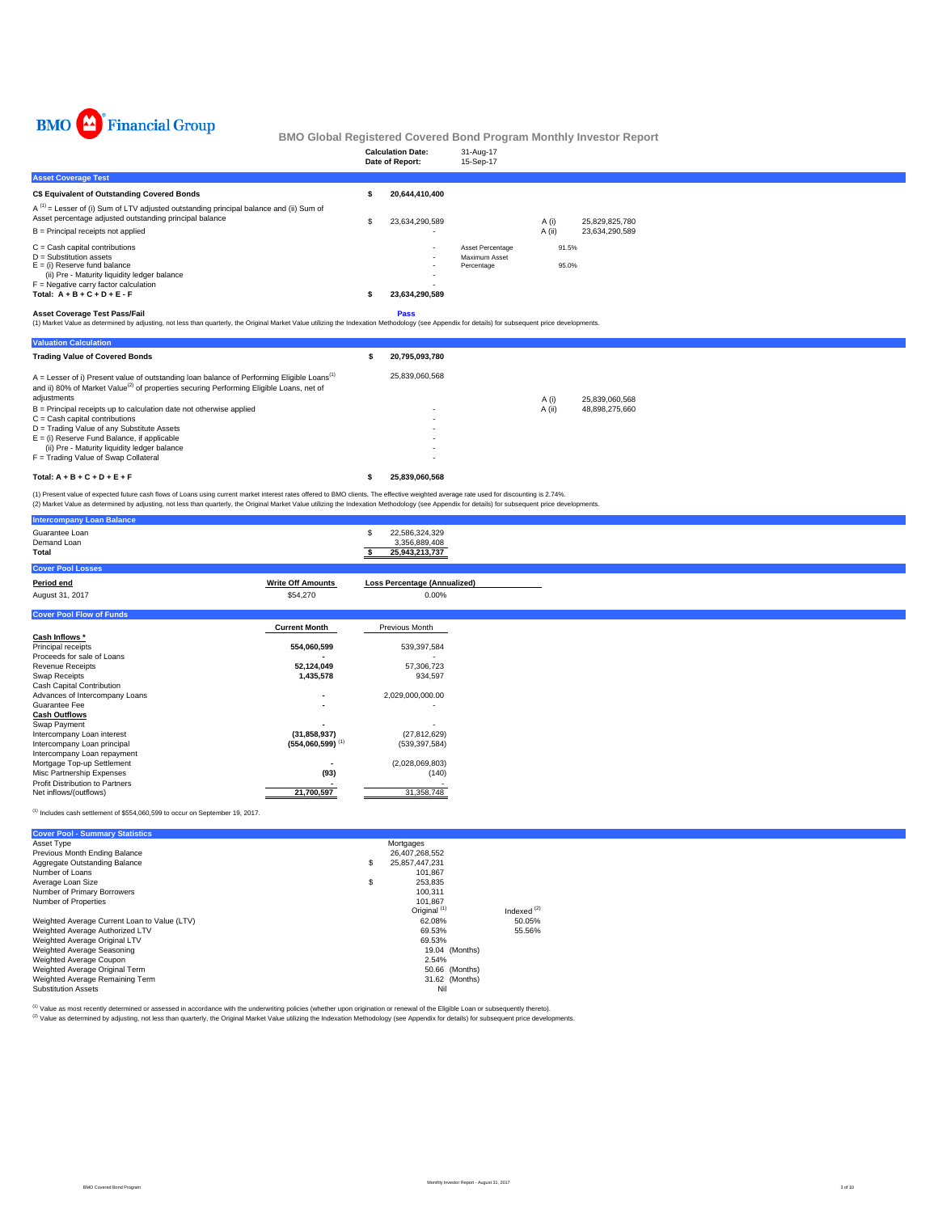# BMO Financial Group

## BMO Global Registered Covered Bond Program Monthly Investor Report

| | |
|---|---|
| **Calculation Date:** | 31-Aug-17 |
| **Date of Report:** | 15-Sep-17 |

### Asset Coverage Test

| | | | | |
|---|---|---|---|---|
| **C$ Equivalent of Outstanding Covered Bonds** | **$ 20,644,410,400** | | | |
| A [1] = Lesser of (i) Sum of LTV adjusted outstanding principal balance and (ii) Sum of Asset percentage adjusted outstanding principal balance | $ 23,634,290,589 | | A (i) | 25,829,825,780 |
| B = Principal receipts not applied | - | | A (ii) | 23,634,290,589 |
| C = Cash capital contributions | - | Asset Percentage | 91.5% | |
| D = Substitution assets | - | Maximum Asset Percentage | 95.0% | |
| E = (i) Reserve fund balance | - | | | |
| (ii) Pre - Maturity liquidity ledger balance | - | | | |
| F = Negative carry factor calculation | - | | | |
| **Total: A + B + C + D + E - F** | **$ 23,634,290,589** | | | |

**Asset Coverage Test Pass/Fail** **Pass**

(1) Market Value as determined by adjusting, not less than quarterly, the Original Market Value utilizing the Indexation Methodology (see Appendix for details) for subsequent price developments.

### Valuation Calculation

| | | | |
|---|---|---|---|
| **Trading Value of Covered Bonds** | **$ 20,795,093,780** | | |
| A = Lesser of i) Present value of outstanding loan balance of Performing Eligible Loans[1] and ii) 80% of Market Value[2] of properties securing Performing Eligible Loans, net of adjustments | 25,839,060,568 | A (i) | 25,839,060,568 |
| B = Principal receipts up to calculation date not otherwise applied | - | A (ii) | 48,898,275,660 |
| C = Cash capital contributions | - | | |
| D = Trading Value of any Substitute Assets | - | | |
| E = (i) Reserve Fund Balance, if applicable | - | | |
| (ii) Pre - Maturity liquidity ledger balance | - | | |
| F = Trading Value of Swap Collateral | - | | |
| **Total: A + B + C + D + E + F** | **$ 25,839,060,568** | | |

(1) Present value of expected future cash flows of Loans using current market interest rates offered to BMO clients. The effective weighted average rate used for discounting is 2.74%.
(2) Market Value as determined by adjusting, not less than quarterly, the Original Market Value utilizing the Indexation Methodology (see Appendix for details) for subsequent price developments.

### Intercompany Loan Balance

| | |
|---|---|
| Guarantee Loan | $ 22,586,324,329 |
| Demand Loan | 3,356,889,408 |
| **Total** | **$ 25,943,213,737** |

### Cover Pool Losses

| Period end | Write Off Amounts | Loss Percentage (Annualized) |
|---|---|---|
| August 31, 2017 | $54,270 | 0.00% |

### Cover Pool Flow of Funds

| | Current Month | Previous Month |
|---|---|---|
| **Cash Inflows *** | | |
| Principal receipts | **554,060,599** | 539,397,584 |
| Proceeds for sale of Loans | **-** | - |
| Revenue Receipts | **52,124,049** | 57,306,723 |
| Swap Receipts | **1,435,578** | 934,597 |
| Cash Capital Contribution | | |
| Advances of Intercompany Loans | **-** | 2,029,000,000.00 |
| Guarantee Fee | **-** | - |
| **Cash Outflows** | | |
| Swap Payment | **-** | - |
| Intercompany Loan interest | **(31,858,937)** | (27,812,629) |
| Intercompany Loan principal | **(554,060,599)** [1] | (539,397,584) |
| Intercompany Loan repayment | | |
| Mortgage Top-up Settlement | **-** | (2,028,069,803) |
| Misc Partnership Expenses | **(93)** | (140) |
| Profit Distribution to Partners | **-** | - |
| Net inflows/(outflows) | **21,700,597** | 31,358,748 |

(1) Includes cash settlement of $554,060,599 to occur on September 19, 2017.

### Cover Pool - Summary Statistics

| | | |
|---|---|---|
| Asset Type | Mortgages | |
| Previous Month Ending Balance | 26,407,268,552 | |
| Aggregate Outstanding Balance | $ 25,857,447,231 | |
| Number of Loans | 101,867 | |
| Average Loan Size | $ 253,835 | |
| Number of Primary Borrowers | 100,311 | |
| Number of Properties | 101,867 | |
| | Original [1] | Indexed [2] |
| Weighted Average Current Loan to Value (LTV) | 62.08% | 50.05% |
| Weighted Average Authorized LTV | 69.53% | 55.56% |
| Weighted Average Original LTV | 69.53% | |
| Weighted Average Seasoning | 19.04 (Months) | |
| Weighted Average Coupon | 2.54% | |
| Weighted Average Original Term | 50.66 (Months) | |
| Weighted Average Remaining Term | 31.62 (Months) | |
| Substitution Assets | Nil | |

(1) Value as most recently determined or assessed in accordance with the underwriting policies (whether upon origination or renewal of the Eligible Loan or subsequently thereto).
(2) Value as determined by adjusting, not less than quarterly, the Original Market Value utilizing the Indexation Methodology (see Appendix for details) for subsequent price developments.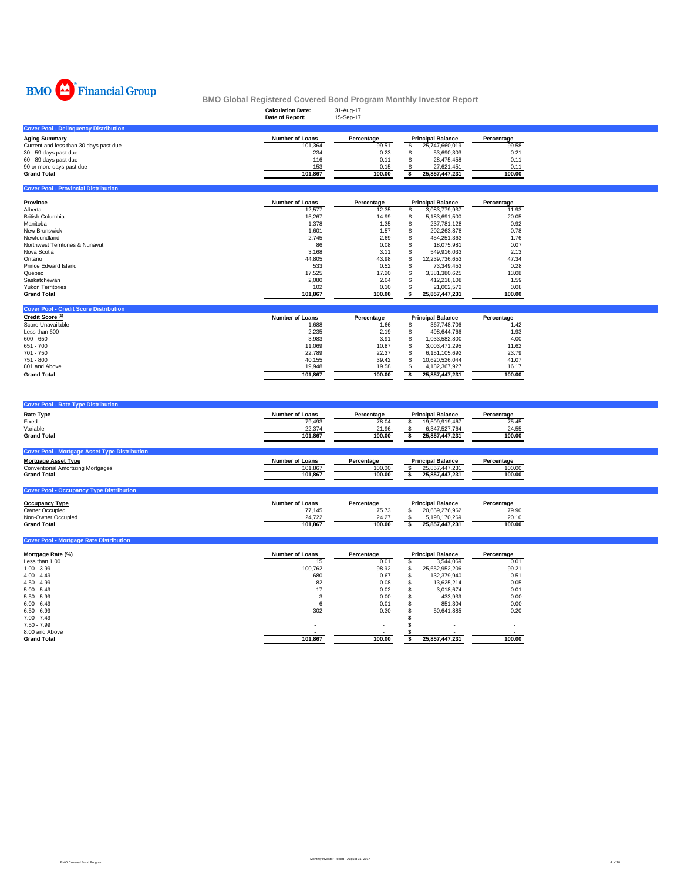BMO Financial Group

## BMO Global Registered Covered Bond Program Monthly Investor Report

**Calculation Date:** 31-Aug-17
**Date of Report:** 15-Sep-17

### Cover Pool - Delinquency Distribution

| Aging Summary | Number of Loans | Percentage | Principal Balance | Percentage |
|---|---|---|---|---|
| Current and less than 30 days past due | 101,364 | 99.51 | $ 25,747,660,019 | 99.58 |
| 30 - 59 days past due | 234 | 0.23 | $ 53,690,303 | 0.21 |
| 60 - 89 days past due | 116 | 0.11 | $ 28,475,458 | 0.11 |
| 90 or more days past due | 153 | 0.15 | $ 27,621,451 | 0.11 |
| **Grand Total** | **101,867** | **100.00** | **$ 25,857,447,231** | **100.00** |

### Cover Pool - Provincial Distribution

| Province | Number of Loans | Percentage | Principal Balance | Percentage |
|---|---|---|---|---|
| Alberta | 12,577 | 12.35 | $ 3,083,779,937 | 11.93 |
| British Columbia | 15,267 | 14.99 | $ 5,183,691,500 | 20.05 |
| Manitoba | 1,378 | 1.35 | $ 237,781,128 | 0.92 |
| New Brunswick | 1,601 | 1.57 | $ 202,263,878 | 0.78 |
| Newfoundland | 2,745 | 2.69 | $ 454,251,363 | 1.76 |
| Northwest Territories & Nunavut | 86 | 0.08 | $ 18,075,981 | 0.07 |
| Nova Scotia | 3,168 | 3.11 | $ 549,916,033 | 2.13 |
| Ontario | 44,805 | 43.98 | $ 12,239,736,653 | 47.34 |
| Prince Edward Island | 533 | 0.52 | $ 73,349,453 | 0.28 |
| Quebec | 17,525 | 17.20 | $ 3,381,380,625 | 13.08 |
| Saskatchewan | 2,080 | 2.04 | $ 412,218,108 | 1.59 |
| Yukon Territories | 102 | 0.10 | $ 21,002,572 | 0.08 |
| **Grand Total** | **101,867** | **100.00** | **$ 25,857,447,231** | **100.00** |

### Cover Pool - Credit Score Distribution

| Credit Score [1] | Number of Loans | Percentage | Principal Balance | Percentage |
|---|---|---|---|---|
| Score Unavailable | 1,688 | 1.66 | $ 367,748,706 | 1.42 |
| Less than 600 | 2,235 | 2.19 | $ 498,644,766 | 1.93 |
| 600 - 650 | 3,983 | 3.91 | $ 1,033,582,800 | 4.00 |
| 651 - 700 | 11,069 | 10.87 | $ 3,003,471,295 | 11.62 |
| 701 - 750 | 22,789 | 22.37 | $ 6,151,105,692 | 23.79 |
| 751 - 800 | 40,155 | 39.42 | $ 10,620,526,044 | 41.07 |
| 801 and Above | 19,948 | 19.58 | $ 4,182,367,927 | 16.17 |
| **Grand Total** | **101,867** | **100.00** | **$ 25,857,447,231** | **100.00** |

### Cover Pool - Rate Type Distribution

| Rate Type | Number of Loans | Percentage | Principal Balance | Percentage |
|---|---|---|---|---|
| Fixed | 79,493 | 78.04 | $ 19,509,919,467 | 75.45 |
| Variable | 22,374 | 21.96 | $ 6,347,527,764 | 24.55 |
| **Grand Total** | **101,867** | **100.00** | **$ 25,857,447,231** | **100.00** |

### Cover Pool - Mortgage Asset Type Distribution

| Mortgage Asset Type | Number of Loans | Percentage | Principal Balance | Percentage |
|---|---|---|---|---|
| Conventional Amortizing Mortgages | 101,867 | 100.00 | $ 25,857,447,231 | 100.00 |
| **Grand Total** | **101,867** | **100.00** | **$ 25,857,447,231** | **100.00** |

### Cover Pool - Occupancy Type Distribution

| Occupancy Type | Number of Loans | Percentage | Principal Balance | Percentage |
|---|---|---|---|---|
| Owner Occupied | 77,145 | 75.73 | $ 20,659,276,962 | 79.90 |
| Non-Owner Occupied | 24,722 | 24.27 | $ 5,198,170,269 | 20.10 |
| **Grand Total** | **101,867** | **100.00** | **$ 25,857,447,231** | **100.00** |

### Cover Pool - Mortgage Rate Distribution

| Mortgage Rate (%) | Number of Loans | Percentage | Principal Balance | Percentage |
|---|---|---|---|---|
| Less than 1.00 | 15 | 0.01 | $ 3,544,069 | 0.01 |
| 1.00 - 3.99 | 100,762 | 98.92 | $ 25,652,952,206 | 99.21 |
| 4.00 - 4.49 | 680 | 0.67 | $ 132,379,940 | 0.51 |
| 4.50 - 4.99 | 82 | 0.08 | $ 13,625,214 | 0.05 |
| 5.00 - 5.49 | 17 | 0.02 | $ 3,018,674 | 0.01 |
| 5.50 - 5.99 | 3 | 0.00 | $ 433,939 | 0.00 |
| 6.00 - 6.49 | 6 | 0.01 | $ 851,304 | 0.00 |
| 6.50 - 6.99 | 302 | 0.30 | $ 50,641,885 | 0.20 |
| 7.00 - 7.49 | - | - | $ - | - |
| 7.50 - 7.99 | - | - | $ - | - |
| 8.00 and Above | - | - | $ - | - |
| **Grand Total** | **101,867** | **100.00** | **$ 25,857,447,231** | **100.00** |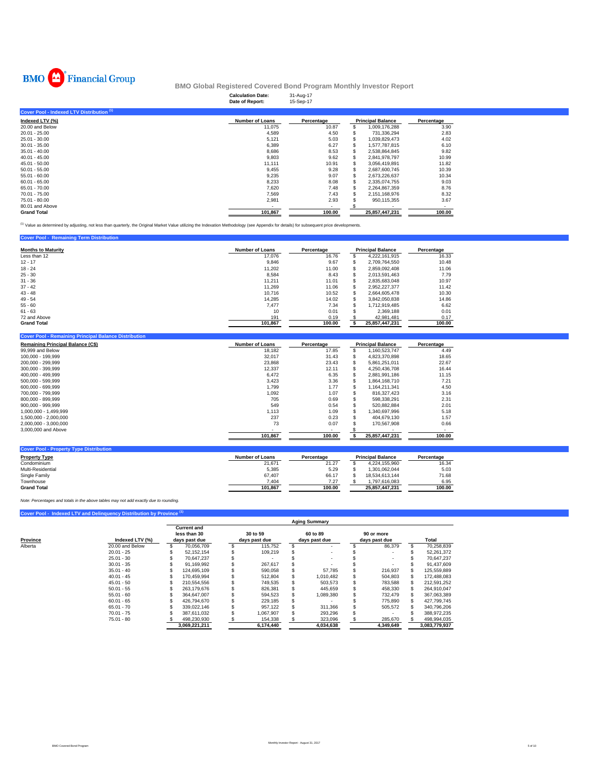BMO Financial Group

## BMO Global Registered Covered Bond Program Monthly Investor Report

**Calculation Date:** 31-Aug-17
**Date of Report:** 15-Sep-17

### Cover Pool - Indexed LTV Distribution [1]

| Indexed LTV (%) | Number of Loans | Percentage | Principal Balance | Percentage |
|---|---|---|---|---|
| 20.00 and Below | 11,075 | 10.87 | $ 1,009,176,288 | 3.90 |
| 20.01 - 25.00 | 4,589 | 4.50 | $ 731,336,294 | 2.83 |
| 25.01 - 30.00 | 5,121 | 5.03 | $ 1,039,829,473 | 4.02 |
| 30.01 - 35.00 | 6,389 | 6.27 | $ 1,577,787,815 | 6.10 |
| 35.01 - 40.00 | 8,686 | 8.53 | $ 2,538,864,845 | 9.82 |
| 40.01 - 45.00 | 9,803 | 9.62 | $ 2,841,978,797 | 10.99 |
| 45.01 - 50.00 | 11,111 | 10.91 | $ 3,056,419,891 | 11.82 |
| 50.01 - 55.00 | 9,455 | 9.28 | $ 2,687,600,745 | 10.39 |
| 55.01 - 60.00 | 9,235 | 9.07 | $ 2,673,226,637 | 10.34 |
| 60.01 - 65.00 | 8,233 | 8.08 | $ 2,335,074,755 | 9.03 |
| 65.01 - 70.00 | 7,620 | 7.48 | $ 2,264,867,359 | 8.76 |
| 70.01 - 75.00 | 7,569 | 7.43 | $ 2,151,168,976 | 8.32 |
| 75.01 - 80.00 | 2,981 | 2.93 | $ 950,115,355 | 3.67 |
| 80.01 and Above | - | - | $ - | - |
| **Grand Total** | **101,867** | **100.00** | **25,857,447,231** | **100.00** |

[1] Value as determined by adjusting, not less than quarterly, the Original Market Value utilizing the Indexation Methodology (see Appendix for details) for subsequent price developments.

### Cover Pool - Remaining Term Distribution

| Months to Maturity | Number of Loans | Percentage | Principal Balance | Percentage |
|---|---|---|---|---|
| Less than 12 | 17,076 | 16.76 | $ 4,222,161,915 | 16.33 |
| 12 - 17 | 9,846 | 9.67 | $ 2,709,764,550 | 10.48 |
| 18 - 24 | 11,202 | 11.00 | $ 2,859,092,408 | 11.06 |
| 25 - 30 | 8,584 | 8.43 | $ 2,013,591,463 | 7.79 |
| 31 - 36 | 11,211 | 11.01 | $ 2,835,683,048 | 10.97 |
| 37 - 42 | 11,269 | 11.06 | $ 2,952,227,377 | 11.42 |
| 43 - 48 | 10,716 | 10.52 | $ 2,664,605,478 | 10.30 |
| 49 - 54 | 14,285 | 14.02 | $ 3,842,050,838 | 14.86 |
| 55 - 60 | 7,477 | 7.34 | $ 1,712,919,485 | 6.62 |
| 61 - 63 | 10 | 0.01 | $ 2,369,188 | 0.01 |
| 72 and Above | 191 | 0.19 | $ 42,981,481 | 0.17 |
| **Grand Total** | **101,867** | **100.00** | **$ 25,857,447,231** | **100.00** |

### Cover Pool - Remaining Principal Balance Distribution

| Remaining Principal Balance (C$) | Number of Loans | Percentage | Principal Balance | Percentage |
|---|---|---|---|---|
| 99,999 and Below | 18,182 | 17.85 | $ 1,160,523,747 | 4.49 |
| 100,000 - 199,999 | 32,017 | 31.43 | $ 4,823,370,898 | 18.65 |
| 200,000 - 299,999 | 23,868 | 23.43 | $ 5,861,251,011 | 22.67 |
| 300,000 - 399,999 | 12,337 | 12.11 | $ 4,250,436,708 | 16.44 |
| 400,000 - 499,999 | 6,472 | 6.35 | $ 2,881,991,186 | 11.15 |
| 500,000 - 599,999 | 3,423 | 3.36 | $ 1,864,168,710 | 7.21 |
| 600,000 - 699,999 | 1,799 | 1.77 | $ 1,164,211,341 | 4.50 |
| 700,000 - 799,999 | 1,092 | 1.07 | $ 816,327,423 | 3.16 |
| 800,000 - 899,999 | 705 | 0.69 | $ 598,338,291 | 2.31 |
| 900,000 - 999,999 | 549 | 0.54 | $ 520,882,884 | 2.01 |
| 1,000,000 - 1,499,999 | 1,113 | 1.09 | $ 1,340,697,996 | 5.18 |
| 1,500,000 - 2,000,000 | 237 | 0.23 | $ 404,679,130 | 1.57 |
| 2,000,000 - 3,000,000 | 73 | 0.07 | $ 170,567,908 | 0.66 |
| 3,000,000 and Above | - | - | $ - | - |
| | **101,867** | **100.00** | **$ 25,857,447,231** | **100.00** |

### Cover Pool - Property Type Distribution

| Property Type | Number of Loans | Percentage | Principal Balance | Percentage |
|---|---|---|---|---|
| Condominium | 21,671 | 21.27 | $ 4,224,155,960 | 16.34 |
| Multi-Residential | 5,385 | 5.29 | $ 1,301,062,044 | 5.03 |
| Single Family | 67,407 | 66.17 | $ 18,534,613,144 | 71.68 |
| Townhouse | 7,404 | 7.27 | $ 1,797,616,083 | 6.95 |
| **Grand Total** | **101,867** | **100.00** | **25,857,447,231** | **100.00** |

*Note: Percentages and totals in the above tables may not add exactly due to rounding.*

### Cover Pool - Indexed LTV and Delinquency Distribution by Province [1]

| | | Aging Summary | | | | |
|---|---|---|---|---|---|---|
| Province | Indexed LTV (%) | Current and less than 30 days past due | 30 to 59 days past due | 60 to 89 days past due | 90 or more days past due | Total |
| Alberta | 20.00 and Below | $ 70,056,709 | $ 115,752 | $ - | $ 86,379 | $ 70,258,839 |
| | 20.01 - 25 | $ 52,152,154 | $ 109,219 | $ - | $ - | $ 52,261,372 |
| | 25.01 - 30 | $ 70,647,237 | $ - | $ - | $ - | $ 70,647,237 |
| | 30.01 - 35 | $ 91,169,992 | $ 267,617 | $ - | $ - | $ 91,437,609 |
| | 35.01 - 40 | $ 124,695,109 | $ 590,058 | $ 57,785 | $ 216,937 | $ 125,559,889 |
| | 40.01 - 45 | $ 170,459,994 | $ 512,804 | $ 1,010,482 | $ 504,803 | $ 172,488,083 |
| | 45.01 - 50 | $ 210,554,556 | $ 749,535 | $ 503,573 | $ 783,588 | $ 212,591,252 |
| | 50.01 - 55 | $ 263,179,676 | $ 826,381 | $ 445,659 | $ 458,330 | $ 264,910,047 |
| | 55.01 - 60 | $ 364,647,007 | $ 594,523 | $ 1,089,380 | $ 732,479 | $ 367,063,389 |
| | 60.01 - 65 | $ 426,794,670 | $ 229,185 | $ - | $ 775,890 | $ 427,799,745 |
| | 65.01 - 70 | $ 339,022,146 | $ 957,122 | $ 311,366 | $ 505,572 | $ 340,796,206 |
| | 70.01 - 75 | $ 387,611,032 | $ 1,067,907 | $ 293,296 | $ - | $ 388,972,235 |
| | 75.01 - 80 | $ 498,230,930 | $ 154,338 | $ 323,096 | $ 285,670 | $ 498,994,035 |
| | | **3,069,221,211** | **6,174,440** | **4,034,638** | **4,349,649** | **3,083,779,937** |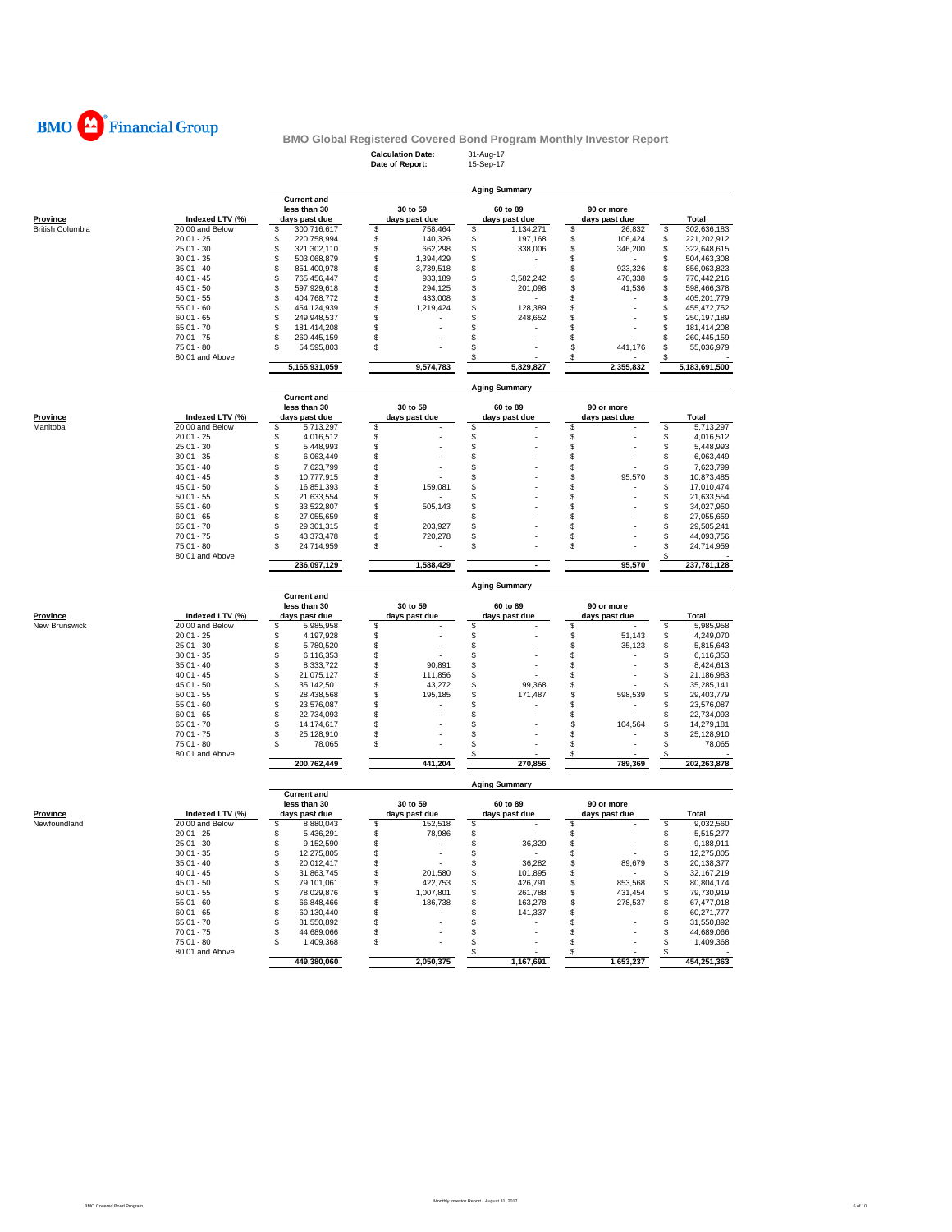BMO Financial Group

## BMO Global Registered Covered Bond Program Monthly Investor Report

**Calculation Date:** 31-Aug-17
**Date of Report:** 15-Sep-17

### Aging Summary

| Province | Indexed LTV (%) | Current and less than 30 days past due | 30 to 59 days past due | 60 to 89 days past due | 90 or more days past due | Total |
|---|---|---|---|---|---|---|
| British Columbia | 20.00 and Below | $ 300,716,617 | $ 758,464 | $ 1,134,271 | $ 26,832 | $ 302,636,183 |
| | 20.01 - 25 | $ 220,758,994 | $ 140,326 | $ 197,168 | $ 106,424 | $ 221,202,912 |
| | 25.01 - 30 | $ 321,302,110 | $ 662,298 | $ 338,006 | $ 346,200 | $ 322,648,615 |
| | 30.01 - 35 | $ 503,068,879 | $ 1,394,429 | $ - | $ - | $ 504,463,308 |
| | 35.01 - 40 | $ 851,400,978 | $ 3,739,518 | $ - | $ 923,326 | $ 856,063,823 |
| | 40.01 - 45 | $ 765,456,447 | $ 933,189 | $ 3,582,242 | $ 470,338 | $ 770,442,216 |
| | 45.01 - 50 | $ 597,929,618 | $ 294,125 | $ 201,098 | $ 41,536 | $ 598,466,378 |
| | 50.01 - 55 | $ 404,768,772 | $ 433,008 | $ - | $ - | $ 405,201,779 |
| | 55.01 - 60 | $ 454,124,939 | $ 1,219,424 | $ 128,389 | $ - | $ 455,472,752 |
| | 60.01 - 65 | $ 249,948,537 | $ - | $ 248,652 | $ - | $ 250,197,189 |
| | 65.01 - 70 | $ 181,414,208 | $ - | $ - | $ - | $ 181,414,208 |
| | 70.01 - 75 | $ 260,445,159 | $ - | $ - | $ - | $ 260,445,159 |
| | 75.01 - 80 | $ 54,595,803 | $ - | $ - | $ 441,176 | $ 55,036,979 |
| | 80.01 and Above | | | $ - | $ - | $ - |
| | | 5,165,931,059 | 9,574,783 | 5,829,827 | 2,355,832 | 5,183,691,500 |

### Aging Summary

| Province | Indexed LTV (%) | Current and less than 30 days past due | 30 to 59 days past due | 60 to 89 days past due | 90 or more days past due | Total |
|---|---|---|---|---|---|---|
| Manitoba | 20.00 and Below | $ 5,713,297 | $ - | $ - | $ - | $ 5,713,297 |
| | 20.01 - 25 | $ 4,016,512 | $ - | $ - | $ - | $ 4,016,512 |
| | 25.01 - 30 | $ 5,448,993 | $ - | $ - | $ - | $ 5,448,993 |
| | 30.01 - 35 | $ 6,063,449 | $ - | $ - | $ - | $ 6,063,449 |
| | 35.01 - 40 | $ 7,623,799 | $ - | $ - | $ - | $ 7,623,799 |
| | 40.01 - 45 | $ 10,777,915 | $ - | $ - | $ 95,570 | $ 10,873,485 |
| | 45.01 - 50 | $ 16,851,393 | $ 159,081 | $ - | $ - | $ 17,010,474 |
| | 50.01 - 55 | $ 21,633,554 | $ - | $ - | $ - | $ 21,633,554 |
| | 55.01 - 60 | $ 33,522,807 | $ 505,143 | $ - | $ - | $ 34,027,950 |
| | 60.01 - 65 | $ 27,055,659 | $ - | $ - | $ - | $ 27,055,659 |
| | 65.01 - 70 | $ 29,301,315 | $ 203,927 | $ - | $ - | $ 29,505,241 |
| | 70.01 - 75 | $ 43,373,478 | $ 720,278 | $ - | $ - | $ 44,093,756 |
| | 75.01 - 80 | $ 24,714,959 | $ - | $ - | $ - | $ 24,714,959 |
| | 80.01 and Above | | | | | $ - |
| | | 236,097,129 | 1,588,429 | - | 95,570 | 237,781,128 |

### Aging Summary

| Province | Indexed LTV (%) | Current and less than 30 days past due | 30 to 59 days past due | 60 to 89 days past due | 90 or more days past due | Total |
|---|---|---|---|---|---|---|
| New Brunswick | 20.00 and Below | $ 5,985,958 | $ - | $ - | $ - | $ 5,985,958 |
| | 20.01 - 25 | $ 4,197,928 | $ - | $ - | $ 51,143 | $ 4,249,070 |
| | 25.01 - 30 | $ 5,780,520 | $ - | $ - | $ 35,123 | $ 5,815,643 |
| | 30.01 - 35 | $ 6,116,353 | $ - | $ - | $ - | $ 6,116,353 |
| | 35.01 - 40 | $ 8,333,722 | $ 90,891 | $ - | $ - | $ 8,424,613 |
| | 40.01 - 45 | $ 21,075,127 | $ 111,856 | $ - | $ - | $ 21,186,983 |
| | 45.01 - 50 | $ 35,142,501 | $ 43,272 | $ 99,368 | $ - | $ 35,285,141 |
| | 50.01 - 55 | $ 28,438,568 | $ 195,185 | $ 171,487 | $ 598,539 | $ 29,403,779 |
| | 55.01 - 60 | $ 23,576,087 | $ - | $ - | $ - | $ 23,576,087 |
| | 60.01 - 65 | $ 22,734,093 | $ - | $ - | $ - | $ 22,734,093 |
| | 65.01 - 70 | $ 14,174,617 | $ - | $ - | $ 104,564 | $ 14,279,181 |
| | 70.01 - 75 | $ 25,128,910 | $ - | $ - | $ - | $ 25,128,910 |
| | 75.01 - 80 | $ 78,065 | $ - | $ - | $ - | $ 78,065 |
| | 80.01 and Above | | | $ - | $ - | $ - |
| | | 200,762,449 | 441,204 | 270,856 | 789,369 | 202,263,878 |

### Aging Summary

| Province | Indexed LTV (%) | Current and less than 30 days past due | 30 to 59 days past due | 60 to 89 days past due | 90 or more days past due | Total |
|---|---|---|---|---|---|---|
| Newfoundland | 20.00 and Below | $ 8,880,043 | $ 152,518 | $ - | $ - | $ 9,032,560 |
| | 20.01 - 25 | $ 5,436,291 | $ 78,986 | $ - | $ - | $ 5,515,277 |
| | 25.01 - 30 | $ 9,152,590 | $ - | $ 36,320 | $ - | $ 9,188,911 |
| | 30.01 - 35 | $ 12,275,805 | $ - | $ - | $ - | $ 12,275,805 |
| | 35.01 - 40 | $ 20,012,417 | $ - | $ 36,282 | $ 89,679 | $ 20,138,377 |
| | 40.01 - 45 | $ 31,863,745 | $ 201,580 | $ 101,895 | $ - | $ 32,167,219 |
| | 45.01 - 50 | $ 79,101,061 | $ 422,753 | $ 426,791 | $ 853,568 | $ 80,804,174 |
| | 50.01 - 55 | $ 78,029,876 | $ 1,007,801 | $ 261,788 | $ 431,454 | $ 79,730,919 |
| | 55.01 - 60 | $ 66,848,466 | $ 186,738 | $ 163,278 | $ 278,537 | $ 67,477,018 |
| | 60.01 - 65 | $ 60,130,440 | $ - | $ 141,337 | $ - | $ 60,271,777 |
| | 65.01 - 70 | $ 31,550,892 | $ - | $ - | $ - | $ 31,550,892 |
| | 70.01 - 75 | $ 44,689,066 | $ - | $ - | $ - | $ 44,689,066 |
| | 75.01 - 80 | $ 1,409,368 | $ - | $ - | $ - | $ 1,409,368 |
| | 80.01 and Above | | | $ - | $ - | $ - |
| | | 449,380,060 | 2,050,375 | 1,167,691 | 1,653,237 | 454,251,363 |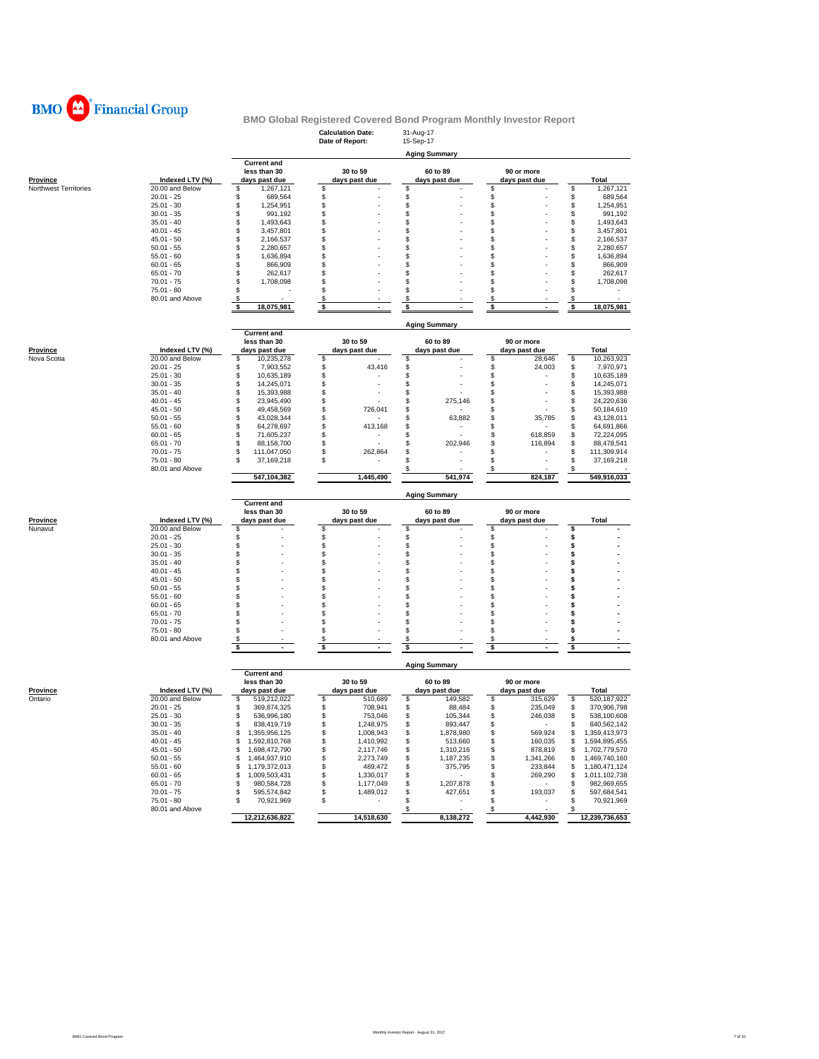BMO Financial Group

## BMO Global Registered Covered Bond Program Monthly Investor Report

**Calculation Date:** 31-Aug-17
**Date of Report:** 15-Sep-17

### Aging Summary

| Province | Indexed LTV (%) | Current and less than 30 days past due | 30 to 59 days past due | 60 to 89 days past due | 90 or more days past due | Total |
|---|---|---|---|---|---|---|
| Northwest Territories | 20.00 and Below | $ 1,267,121 | $ - | $ - | $ - | $ 1,267,121 |
| | 20.01 - 25 | $ 689,564 | $ - | $ - | $ - | $ 689,564 |
| | 25.01 - 30 | $ 1,254,951 | $ - | $ - | $ - | $ 1,254,951 |
| | 30.01 - 35 | $ 991,192 | $ - | $ - | $ - | $ 991,192 |
| | 35.01 - 40 | $ 1,493,643 | $ - | $ - | $ - | $ 1,493,643 |
| | 40.01 - 45 | $ 3,457,801 | $ - | $ - | $ - | $ 3,457,801 |
| | 45.01 - 50 | $ 2,166,537 | $ - | $ - | $ - | $ 2,166,537 |
| | 50.01 - 55 | $ 2,280,657 | $ - | $ - | $ - | $ 2,280,657 |
| | 55.01 - 60 | $ 1,636,894 | $ - | $ - | $ - | $ 1,636,894 |
| | 60.01 - 65 | $ 866,909 | $ - | $ - | $ - | $ 866,909 |
| | 65.01 - 70 | $ 262,617 | $ - | $ - | $ - | $ 262,617 |
| | 70.01 - 75 | $ 1,708,098 | $ - | $ - | $ - | $ 1,708,098 |
| | 75.01 - 80 | $ - | $ - | $ - | $ - | $ - |
| | 80.01 and Above | $ - | $ - | $ - | $ - | $ - |
| | | **$ 18,075,981** | **$ -** | **$ -** | **$ -** | **$ 18,075,981** |

### Aging Summary

| Province | Indexed LTV (%) | Current and less than 30 days past due | 30 to 59 days past due | 60 to 89 days past due | 90 or more days past due | Total |
|---|---|---|---|---|---|---|
| Nova Scotia | 20.00 and Below | $ 10,235,278 | $ - | $ - | $ 28,646 | $ 10,263,923 |
| | 20.01 - 25 | $ 7,903,552 | $ 43,416 | $ - | $ 24,003 | $ 7,970,971 |
| | 25.01 - 30 | $ 10,635,189 | $ - | $ - | $ - | $ 10,635,189 |
| | 30.01 - 35 | $ 14,245,071 | $ - | $ - | $ - | $ 14,245,071 |
| | 35.01 - 40 | $ 15,393,988 | $ - | $ - | $ - | $ 15,393,988 |
| | 40.01 - 45 | $ 23,945,490 | $ - | $ 275,146 | $ - | $ 24,220,636 |
| | 45.01 - 50 | $ 49,458,569 | $ 726,041 | $ - | $ - | $ 50,184,610 |
| | 50.01 - 55 | $ 43,028,344 | $ - | $ 63,882 | $ 35,785 | $ 43,128,011 |
| | 55.01 - 60 | $ 64,278,697 | $ 413,168 | $ - | $ - | $ 64,691,866 |
| | 60.01 - 65 | $ 71,605,237 | $ - | $ - | $ 618,859 | $ 72,224,095 |
| | 65.01 - 70 | $ 88,158,700 | $ - | $ 202,946 | $ 116,894 | $ 88,478,541 |
| | 70.01 - 75 | $ 111,047,050 | $ 262,864 | $ - | $ - | $ 111,309,914 |
| | 75.01 - 80 | $ 37,169,218 | $ - | $ - | $ - | $ 37,169,218 |
| | 80.01 and Above | | | $ - | $ - | $ - |
| | | **547,104,382** | **1,445,490** | **541,974** | **824,187** | **549,916,033** |

### Aging Summary

| Province | Indexed LTV (%) | Current and less than 30 days past due | 30 to 59 days past due | 60 to 89 days past due | 90 or more days past due | Total |
|---|---|---|---|---|---|---|
| Nunavut | 20.00 and Below | $ - | $ - | $ - | $ - | $ - |
| | 20.01 - 25 | $ - | $ - | $ - | $ - | $ - |
| | 25.01 - 30 | $ - | $ - | $ - | $ - | $ - |
| | 30.01 - 35 | $ - | $ - | $ - | $ - | $ - |
| | 35.01 - 40 | $ - | $ - | $ - | $ - | $ - |
| | 40.01 - 45 | $ - | $ - | $ - | $ - | $ - |
| | 45.01 - 50 | $ - | $ - | $ - | $ - | $ - |
| | 50.01 - 55 | $ - | $ - | $ - | $ - | $ - |
| | 55.01 - 60 | $ - | $ - | $ - | $ - | $ - |
| | 60.01 - 65 | $ - | $ - | $ - | $ - | $ - |
| | 65.01 - 70 | $ - | $ - | $ - | $ - | $ - |
| | 70.01 - 75 | $ - | $ - | $ - | $ - | $ - |
| | 75.01 - 80 | $ - | $ - | $ - | $ - | $ - |
| | 80.01 and Above | $ - | $ - | $ - | $ - | $ - |
| | | **$ -** | **$ -** | **$ -** | **$ -** | **$ -** |

### Aging Summary

| Province | Indexed LTV (%) | Current and less than 30 days past due | 30 to 59 days past due | 60 to 89 days past due | 90 or more days past due | Total |
|---|---|---|---|---|---|---|
| Ontario | 20.00 and Below | $ 519,212,022 | $ 510,689 | $ 149,582 | $ 315,629 | $ 520,187,922 |
| | 20.01 - 25 | $ 369,874,325 | $ 708,941 | $ 88,484 | $ 235,049 | $ 370,906,798 |
| | 25.01 - 30 | $ 536,996,180 | $ 753,046 | $ 105,344 | $ 246,038 | $ 538,100,608 |
| | 30.01 - 35 | $ 838,419,719 | $ 1,248,975 | $ 893,447 | $ - | $ 840,562,142 |
| | 35.01 - 40 | $ 1,355,956,125 | $ 1,008,943 | $ 1,878,980 | $ 569,924 | $ 1,359,413,973 |
| | 40.01 - 45 | $ 1,592,810,768 | $ 1,410,992 | $ 513,660 | $ 160,035 | $ 1,594,895,455 |
| | 45.01 - 50 | $ 1,698,472,790 | $ 2,117,746 | $ 1,310,216 | $ 878,819 | $ 1,702,779,570 |
| | 50.01 - 55 | $ 1,464,937,910 | $ 2,273,749 | $ 1,187,235 | $ 1,341,266 | $ 1,469,740,160 |
| | 55.01 - 60 | $ 1,179,372,013 | $ 489,472 | $ 375,795 | $ 233,844 | $ 1,180,471,124 |
| | 60.01 - 65 | $ 1,009,503,431 | $ 1,330,017 | $ - | $ 269,290 | $ 1,011,102,738 |
| | 65.01 - 70 | $ 980,584,728 | $ 1,177,049 | $ 1,207,878 | $ - | $ 982,969,655 |
| | 70.01 - 75 | $ 595,574,842 | $ 1,489,012 | $ 427,651 | $ 193,037 | $ 597,684,541 |
| | 75.01 - 80 | $ 70,921,969 | $ - | $ - | $ - | $ 70,921,969 |
| | 80.01 and Above | | | $ - | $ - | $ - |
| | | **12,212,636,822** | **14,518,630** | **8,138,272** | **4,442,930** | **12,239,736,653** |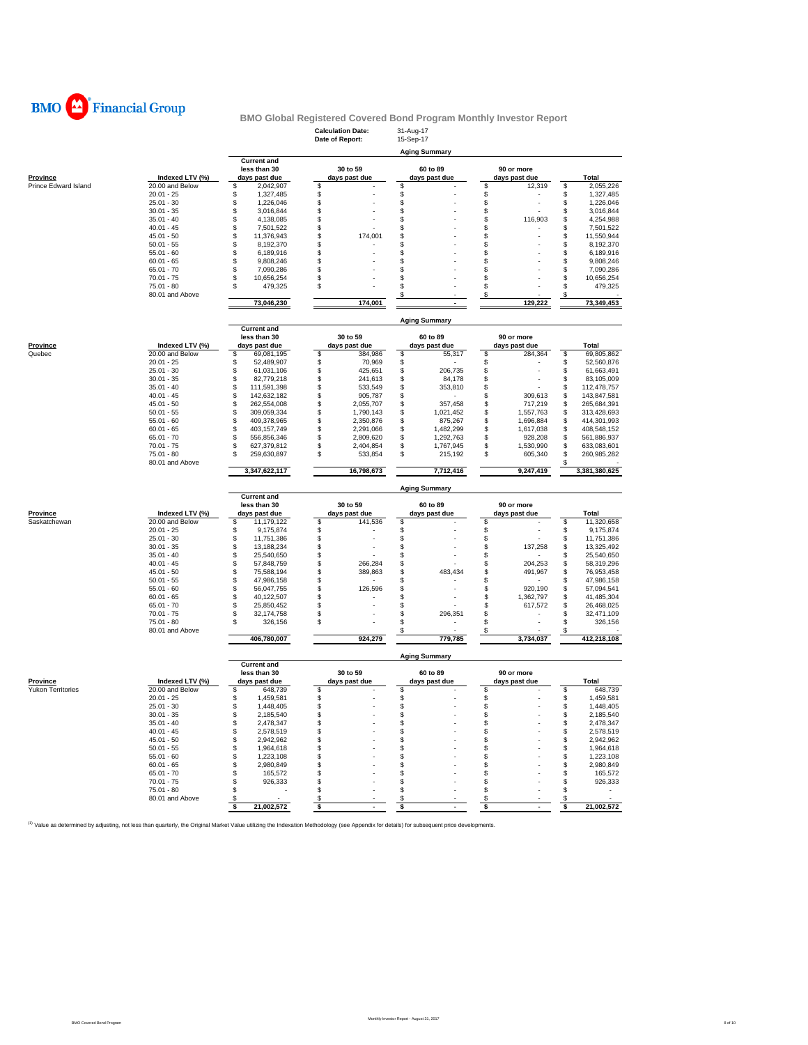BMO Financial Group

# BMO Global Registered Covered Bond Program Monthly Investor Report

**Calculation Date:** 31-Aug-17
**Date of Report:** 15-Sep-17

**Aging Summary**

| Province | Indexed LTV (%) | Current and less than 30 days past due | 30 to 59 days past due | 60 to 89 days past due | 90 or more days past due | Total |
|---|---|---|---|---|---|---|
| Prince Edward Island | 20.00 and Below | $ 2,042,907 | $ - | $ - | $ 12,319 | $ 2,055,226 |
| | 20.01 - 25 | $ 1,327,485 | $ - | $ - | $ - | $ 1,327,485 |
| | 25.01 - 30 | $ 1,226,046 | $ - | $ - | $ - | $ 1,226,046 |
| | 30.01 - 35 | $ 3,016,844 | $ - | $ - | $ - | $ 3,016,844 |
| | 35.01 - 40 | $ 4,138,085 | $ - | $ - | $ 116,903 | $ 4,254,988 |
| | 40.01 - 45 | $ 7,501,522 | $ - | $ - | $ - | $ 7,501,522 |
| | 45.01 - 50 | $ 11,376,943 | $ 174,001 | $ - | $ - | $ 11,550,944 |
| | 50.01 - 55 | $ 8,192,370 | $ - | $ - | $ - | $ 8,192,370 |
| | 55.01 - 60 | $ 6,189,916 | $ - | $ - | $ - | $ 6,189,916 |
| | 60.01 - 65 | $ 9,808,246 | $ - | $ - | $ - | $ 9,808,246 |
| | 65.01 - 70 | $ 7,090,286 | $ - | $ - | $ - | $ 7,090,286 |
| | 70.01 - 75 | $ 10,656,254 | $ - | $ - | $ - | $ 10,656,254 |
| | 75.01 - 80 | $ 479,325 | $ - | $ - | $ - | $ 479,325 |
| | 80.01 and Above | | | $ - | $ - | $ - |
| | | 73,046,230 | 174,001 | - | 129,222 | 73,349,453 |

**Aging Summary**

| Province | Indexed LTV (%) | Current and less than 30 days past due | 30 to 59 days past due | 60 to 89 days past due | 90 or more days past due | Total |
|---|---|---|---|---|---|---|
| Quebec | 20.00 and Below | $ 69,081,195 | $ 384,986 | $ 55,317 | $ 284,364 | $ 69,805,862 |
| | 20.01 - 25 | $ 52,489,907 | $ 70,969 | $ - | $ - | $ 52,560,876 |
| | 25.01 - 30 | $ 61,031,106 | $ 425,651 | $ 206,735 | $ - | $ 61,663,491 |
| | 30.01 - 35 | $ 82,779,218 | $ 241,613 | $ 84,178 | $ - | $ 83,105,009 |
| | 35.01 - 40 | $ 111,591,398 | $ 533,549 | $ 353,810 | $ - | $ 112,478,757 |
| | 40.01 - 45 | $ 142,632,182 | $ 905,787 | $ - | $ 309,613 | $ 143,847,581 |
| | 45.01 - 50 | $ 262,554,008 | $ 2,055,707 | $ 357,458 | $ 717,219 | $ 265,684,391 |
| | 50.01 - 55 | $ 309,059,334 | $ 1,790,143 | $ 1,021,452 | $ 1,557,763 | $ 313,428,693 |
| | 55.01 - 60 | $ 409,378,965 | $ 2,350,876 | $ 875,267 | $ 1,696,884 | $ 414,301,993 |
| | 60.01 - 65 | $ 403,157,749 | $ 2,291,066 | $ 1,482,299 | $ 1,617,038 | $ 408,548,152 |
| | 65.01 - 70 | $ 556,856,346 | $ 2,809,620 | $ 1,292,763 | $ 928,208 | $ 561,886,937 |
| | 70.01 - 75 | $ 627,379,812 | $ 2,404,854 | $ 1,767,945 | $ 1,530,990 | $ 633,083,601 |
| | 75.01 - 80 | $ 259,630,897 | $ 533,854 | $ 215,192 | $ 605,340 | $ 260,985,282 |
| | 80.01 and Above | | | | | $ - |
| | | 3,347,622,117 | 16,798,673 | 7,712,416 | 9,247,419 | 3,381,380,625 |

**Aging Summary**

| Province | Indexed LTV (%) | Current and less than 30 days past due | 30 to 59 days past due | 60 to 89 days past due | 90 or more days past due | Total |
|---|---|---|---|---|---|---|
| Saskatchewan | 20.00 and Below | $ 11,179,122 | $ 141,536 | $ - | $ - | $ 11,320,658 |
| | 20.01 - 25 | $ 9,175,874 | $ - | $ - | $ - | $ 9,175,874 |
| | 25.01 - 30 | $ 11,751,386 | $ - | $ - | $ - | $ 11,751,386 |
| | 30.01 - 35 | $ 13,188,234 | $ - | $ - | $ 137,258 | $ 13,325,492 |
| | 35.01 - 40 | $ 25,540,650 | $ - | $ - | $ - | $ 25,540,650 |
| | 40.01 - 45 | $ 57,848,759 | $ 266,284 | $ - | $ 204,253 | $ 58,319,296 |
| | 45.01 - 50 | $ 75,588,194 | $ 389,863 | $ 483,434 | $ 491,967 | $ 76,953,458 |
| | 50.01 - 55 | $ 47,986,158 | $ - | $ - | $ - | $ 47,986,158 |
| | 55.01 - 60 | $ 56,047,755 | $ 126,596 | $ - | $ 920,190 | $ 57,094,541 |
| | 60.01 - 65 | $ 40,122,507 | $ - | $ - | $ 1,362,797 | $ 41,485,304 |
| | 65.01 - 70 | $ 25,850,452 | $ - | $ - | $ 617,572 | $ 26,468,025 |
| | 70.01 - 75 | $ 32,174,758 | $ - | $ 296,351 | $ - | $ 32,471,109 |
| | 75.01 - 80 | $ 326,156 | $ - | $ - | $ - | $ 326,156 |
| | 80.01 and Above | | | $ - | $ - | $ - |
| | | 406,780,007 | 924,279 | 779,785 | 3,734,037 | 412,218,108 |

**Aging Summary**

| Province | Indexed LTV (%) | Current and less than 30 days past due | 30 to 59 days past due | 60 to 89 days past due | 90 or more days past due | Total |
|---|---|---|---|---|---|---|
| Yukon Territories | 20.00 and Below | $ 648,739 | $ - | $ - | $ - | $ 648,739 |
| | 20.01 - 25 | $ 1,459,581 | $ - | $ - | $ - | $ 1,459,581 |
| | 25.01 - 30 | $ 1,448,405 | $ - | $ - | $ - | $ 1,448,405 |
| | 30.01 - 35 | $ 2,185,540 | $ - | $ - | $ - | $ 2,185,540 |
| | 35.01 - 40 | $ 2,478,347 | $ - | $ - | $ - | $ 2,478,347 |
| | 40.01 - 45 | $ 2,578,519 | $ - | $ - | $ - | $ 2,578,519 |
| | 45.01 - 50 | $ 2,942,962 | $ - | $ - | $ - | $ 2,942,962 |
| | 50.01 - 55 | $ 1,964,618 | $ - | $ - | $ - | $ 1,964,618 |
| | 55.01 - 60 | $ 1,223,108 | $ - | $ - | $ - | $ 1,223,108 |
| | 60.01 - 65 | $ 2,980,849 | $ - | $ - | $ - | $ 2,980,849 |
| | 65.01 - 70 | $ 165,572 | $ - | $ - | $ - | $ 165,572 |
| | 70.01 - 75 | $ 926,333 | $ - | $ - | $ - | $ 926,333 |
| | 75.01 - 80 | $ - | $ - | $ - | $ - | $ - |
| | 80.01 and Above | $ - | $ - | $ - | $ - | $ - |
| | | $ 21,002,572 | $ - | $ - | $ - | $ 21,002,572 |

[1] Value as determined by adjusting, not less than quarterly, the Original Market Value utilizing the Indexation Methodology (see Appendix for details) for subsequent price developments.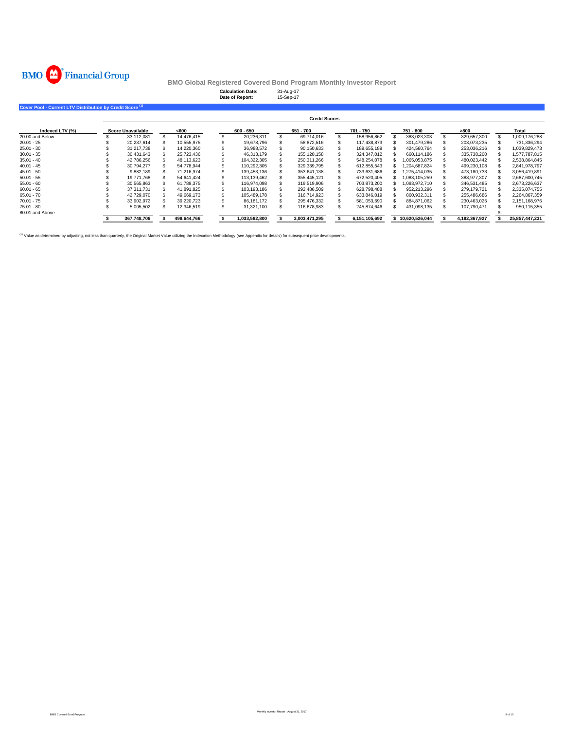BMO Financial Group

**BMO Global Registered Covered Bond Program Monthly Investor Report**

**Calculation Date:** 31-Aug-17
**Date of Report:** 15-Sep-17

**Cover Pool - Current LTV Distribution by Credit Score [1]**

| | Credit Scores | | | | | | | |
|---|---|---|---|---|---|---|---|---|
| **Indexed LTV (%)** | **Score Unavailable** | **<600** | **600 - 650** | **651 - 700** | **701 - 750** | **751 - 800** | **>800** | **Total** |
| 20.00 and Below | $ 33,112,081 | $ 14,476,415 | $ 20,236,311 | $ 69,714,016 | $ 158,956,862 | $ 383,023,303 | $ 329,657,300 | $ 1,009,176,288 |
| 20.01 - 25 | $ 20,237,614 | $ 10,555,975 | $ 19,678,796 | $ 58,872,516 | $ 117,438,873 | $ 301,479,286 | $ 203,073,235 | $ 731,336,294 |
| 25.01 - 30 | $ 31,217,738 | $ 14,220,360 | $ 36,988,572 | $ 90,150,633 | $ 189,655,189 | $ 424,560,764 | $ 253,036,216 | $ 1,039,829,473 |
| 30.01 - 35 | $ 30,431,643 | $ 25,723,436 | $ 46,313,179 | $ 155,120,158 | $ 324,347,012 | $ 660,114,186 | $ 335,738,200 | $ 1,577,787,815 |
| 35.01 - 40 | $ 42,786,256 | $ 48,113,623 | $ 104,322,305 | $ 250,311,266 | $ 548,254,078 | $ 1,065,053,875 | $ 480,023,442 | $ 2,538,864,845 |
| 40.01 - 45 | $ 30,794,277 | $ 54,778,944 | $ 110,292,305 | $ 329,339,795 | $ 612,855,543 | $ 1,204,687,824 | $ 499,230,108 | $ 2,841,978,797 |
| 45.01 - 50 | $ 9,882,189 | $ 71,216,974 | $ 139,453,136 | $ 353,641,138 | $ 733,631,686 | $ 1,275,414,035 | $ 473,180,733 | $ 3,056,419,891 |
| 50.01 - 55 | $ 19,771,768 | $ 54,641,424 | $ 113,139,462 | $ 355,445,121 | $ 672,520,405 | $ 1,083,105,259 | $ 388,977,307 | $ 2,687,600,745 |
| 55.01 - 60 | $ 30,565,863 | $ 61,789,375 | $ 116,974,098 | $ 319,519,906 | $ 703,873,200 | $ 1,093,972,710 | $ 346,531,485 | $ 2,673,226,637 |
| 60.01 - 65 | $ 37,311,731 | $ 41,891,825 | $ 103,193,186 | $ 292,486,509 | $ 628,798,488 | $ 952,213,296 | $ 279,179,721 | $ 2,335,074,755 |
| 65.01 - 70 | $ 42,729,070 | $ 49,669,173 | $ 105,489,178 | $ 316,714,923 | $ 633,846,019 | $ 860,932,311 | $ 255,486,686 | $ 2,264,867,359 |
| 70.01 - 75 | $ 33,902,972 | $ 39,220,723 | $ 86,181,172 | $ 295,476,332 | $ 581,053,690 | $ 884,871,062 | $ 230,463,025 | $ 2,151,168,976 |
| 75.01 - 80 | $ 5,005,502 | $ 12,346,519 | $ 31,321,100 | $ 116,678,983 | $ 245,874,646 | $ 431,098,135 | $ 107,790,471 | $ 950,115,355 |
| 80.01 and Above | | | | | | | | $ - |
| | **$ 367,748,706** | **$ 498,644,766** | **$ 1,033,582,800** | **$ 3,003,471,295** | **$ 6,151,105,692** | **$ 10,620,526,044** | **$ 4,182,367,927** | **$ 25,857,447,231** |

[1] Value as determined by adjusting, not less than quarterly, the Original Market Value utilizing the Indexation Methodology (see Appendix for details) for subsequent price developments.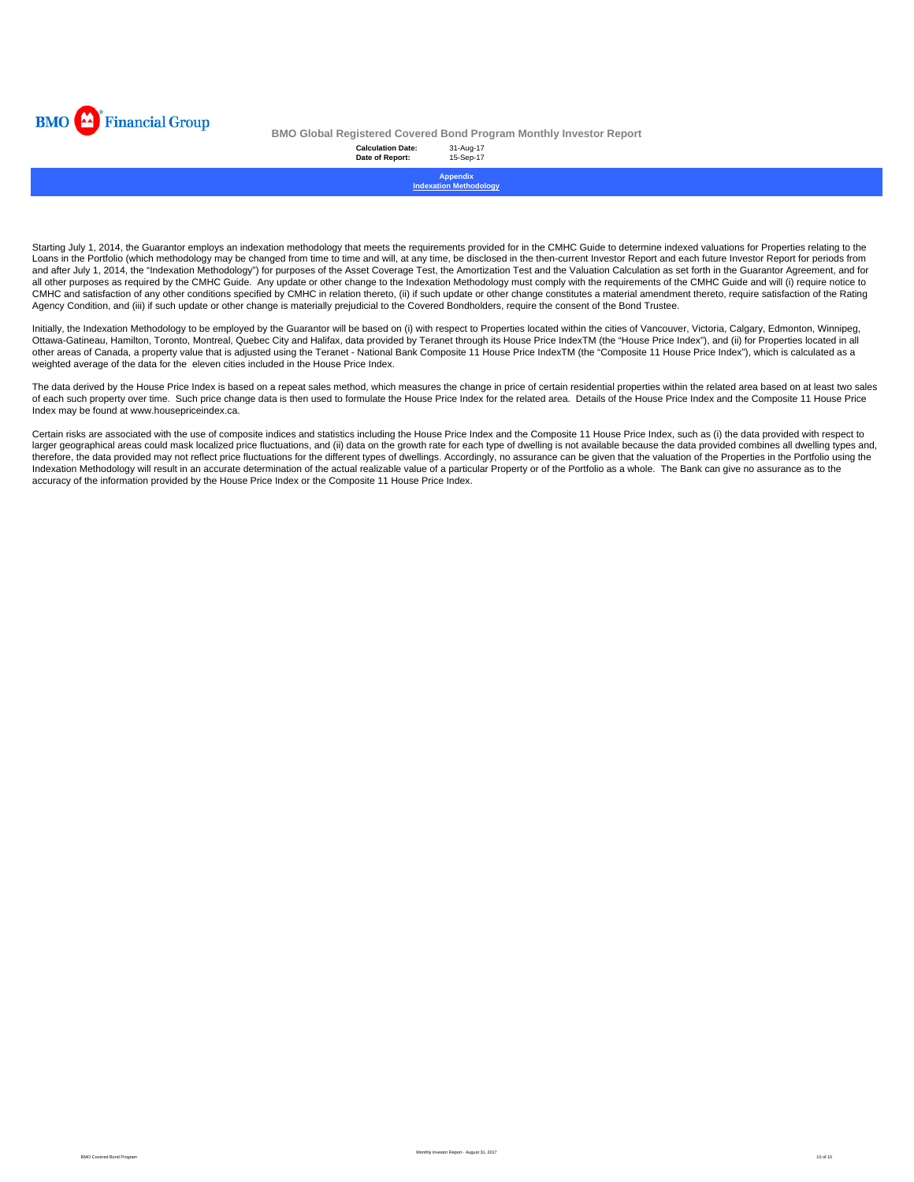BMO Financial Group

**BMO Global Registered Covered Bond Program Monthly Investor Report**

**Calculation Date:** 31-Aug-17
**Date of Report:** 15-Sep-17

## Appendix
## Indexation Methodology

Starting July 1, 2014, the Guarantor employs an indexation methodology that meets the requirements provided for in the CMHC Guide to determine indexed valuations for Properties relating to the Loans in the Portfolio (which methodology may be changed from time to time and will, at any time, be disclosed in the then-current Investor Report and each future Investor Report for periods from and after July 1, 2014, the "Indexation Methodology") for purposes of the Asset Coverage Test, the Amortization Test and the Valuation Calculation as set forth in the Guarantor Agreement, and for all other purposes as required by the CMHC Guide. Any update or other change to the Indexation Methodology must comply with the requirements of the CMHC Guide and will (i) require notice to CMHC and satisfaction of any other conditions specified by CMHC in relation thereto, (ii) if such update or other change constitutes a material amendment thereto, require satisfaction of the Rating Agency Condition, and (iii) if such update or other change is materially prejudicial to the Covered Bondholders, require the consent of the Bond Trustee.

Initially, the Indexation Methodology to be employed by the Guarantor will be based on (i) with respect to Properties located within the cities of Vancouver, Victoria, Calgary, Edmonton, Winnipeg, Ottawa-Gatineau, Hamilton, Toronto, Montreal, Quebec City and Halifax, data provided by Teranet through its House Price IndexTM (the "House Price Index"), and (ii) for Properties located in all other areas of Canada, a property value that is adjusted using the Teranet - National Bank Composite 11 House Price IndexTM (the "Composite 11 House Price Index"), which is calculated as a weighted average of the data for the eleven cities included in the House Price Index.

The data derived by the House Price Index is based on a repeat sales method, which measures the change in price of certain residential properties within the related area based on at least two sales of each such property over time. Such price change data is then used to formulate the House Price Index for the related area. Details of the House Price Index and the Composite 11 House Price Index may be found at www.housepriceindex.ca.

Certain risks are associated with the use of composite indices and statistics including the House Price Index and the Composite 11 House Price Index, such as (i) the data provided with respect to larger geographical areas could mask localized price fluctuations, and (ii) data on the growth rate for each type of dwelling is not available because the data provided combines all dwelling types and, therefore, the data provided may not reflect price fluctuations for the different types of dwellings. Accordingly, no assurance can be given that the valuation of the Properties in the Portfolio using the Indexation Methodology will result in an accurate determination of the actual realizable value of a particular Property or of the Portfolio as a whole. The Bank can give no assurance as to the accuracy of the information provided by the House Price Index or the Composite 11 House Price Index.